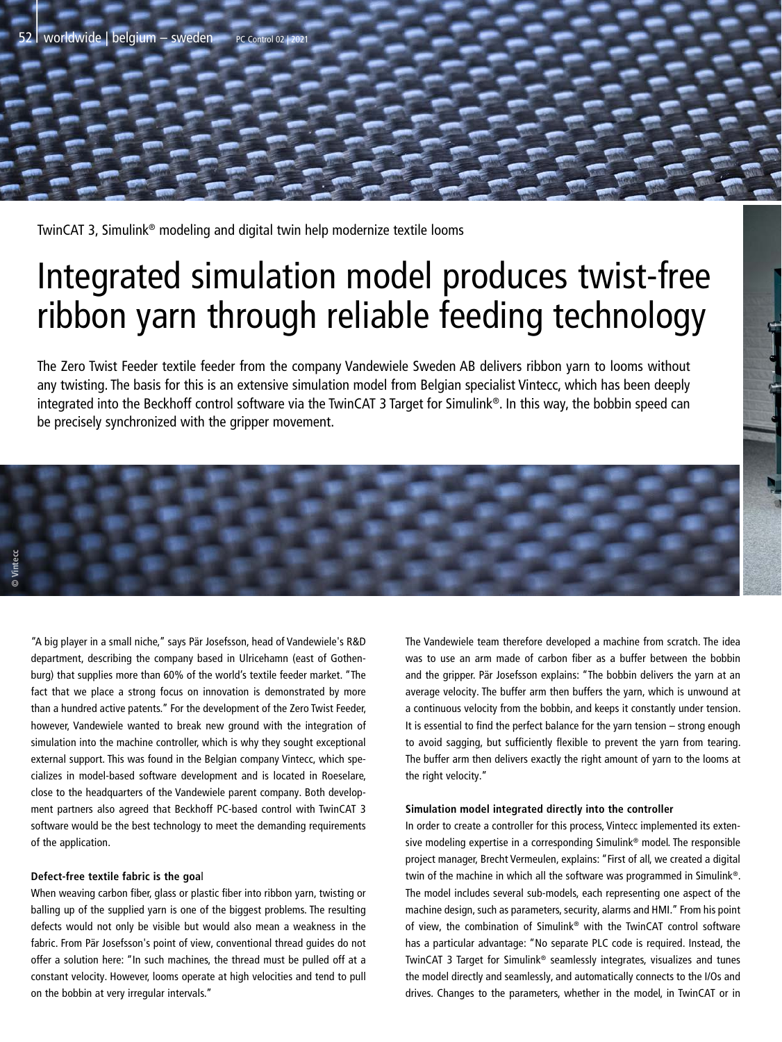TwinCAT 3, Simulink® modeling and digital twin help modernize textile looms

# Integrated simulation model produces twist-free ribbon yarn through reliable feeding technology

The Zero Twist Feeder textile feeder from the company Vandewiele Sweden AB delivers ribbon yarn to looms without any twisting. The basis for this is an extensive simulation model from Belgian specialist Vintecc, which has been deeply integrated into the Beckhoff control software via the TwinCAT 3 Target for Simulink®. In this way, the bobbin speed can be precisely synchronized with the gripper movement.

© Vintecc

"A big player in a small niche," says Pär Josefsson, head of Vandewiele's R&D department, describing the company based in Ulricehamn (east of Gothenburg) that supplies more than 60% of the world's textile feeder market. "The fact that we place a strong focus on innovation is demonstrated by more than a hundred active patents." For the development of the Zero Twist Feeder, however, Vandewiele wanted to break new ground with the integration of simulation into the machine controller, which is why they sought exceptional external support. This was found in the Belgian company Vintecc, which specializes in model-based software development and is located in Roeselare, close to the headquarters of the Vandewiele parent company. Both development partners also agreed that Beckhoff PC-based control with TwinCAT 3 software would be the best technology to meet the demanding requirements of the application.

**Defect-free textile fabric is the goal**

When weaving carbon fiber, glass or plastic fiber into ribbon yarn, twisting or balling up of the supplied yarn is one of the biggest problems. The resulting defects would not only be visible but would also mean a weakness in the fabric. From Pär Josefsson's point of view, conventional thread guides do not offer a solution here: "In such machines, the thread must be pulled off at a constant velocity. However, looms operate at high velocities and tend to pull on the bobbin at very irregular intervals."

The Vandewiele team therefore developed a machine from scratch. The idea was to use an arm made of carbon fiber as a buffer between the bobbin and the gripper. Pär Josefsson explains: "The bobbin delivers the yarn at an average velocity. The buffer arm then buffers the yarn, which is unwound at a continuous velocity from the bobbin, and keeps it constantly under tension. It is essential to find the perfect balance for the yarn tension – strong enough to avoid sagging, but sufficiently flexible to prevent the yarn from tearing. The buffer arm then delivers exactly the right amount of yarn to the looms at the right velocity."

**Simulation model integrated directly into the controller**

In order to create a controller for this process, Vintecc implemented its extensive modeling expertise in a corresponding Simulink® model. The responsible project manager, Brecht Vermeulen, explains: "First of all, we created a digital twin of the machine in which all the software was programmed in Simulink®. The model includes several sub-models, each representing one aspect of the machine design, such as parameters, security, alarms and HMI." From his point of view, the combination of Simulink® with the TwinCAT control software has a particular advantage: "No separate PLC code is required. Instead, the TwinCAT 3 Target for Simulink® seamlessly integrates, visualizes and tunes the model directly and seamlessly, and automatically connects to the I/Os and drives. Changes to the parameters, whether in the model, in TwinCAT or in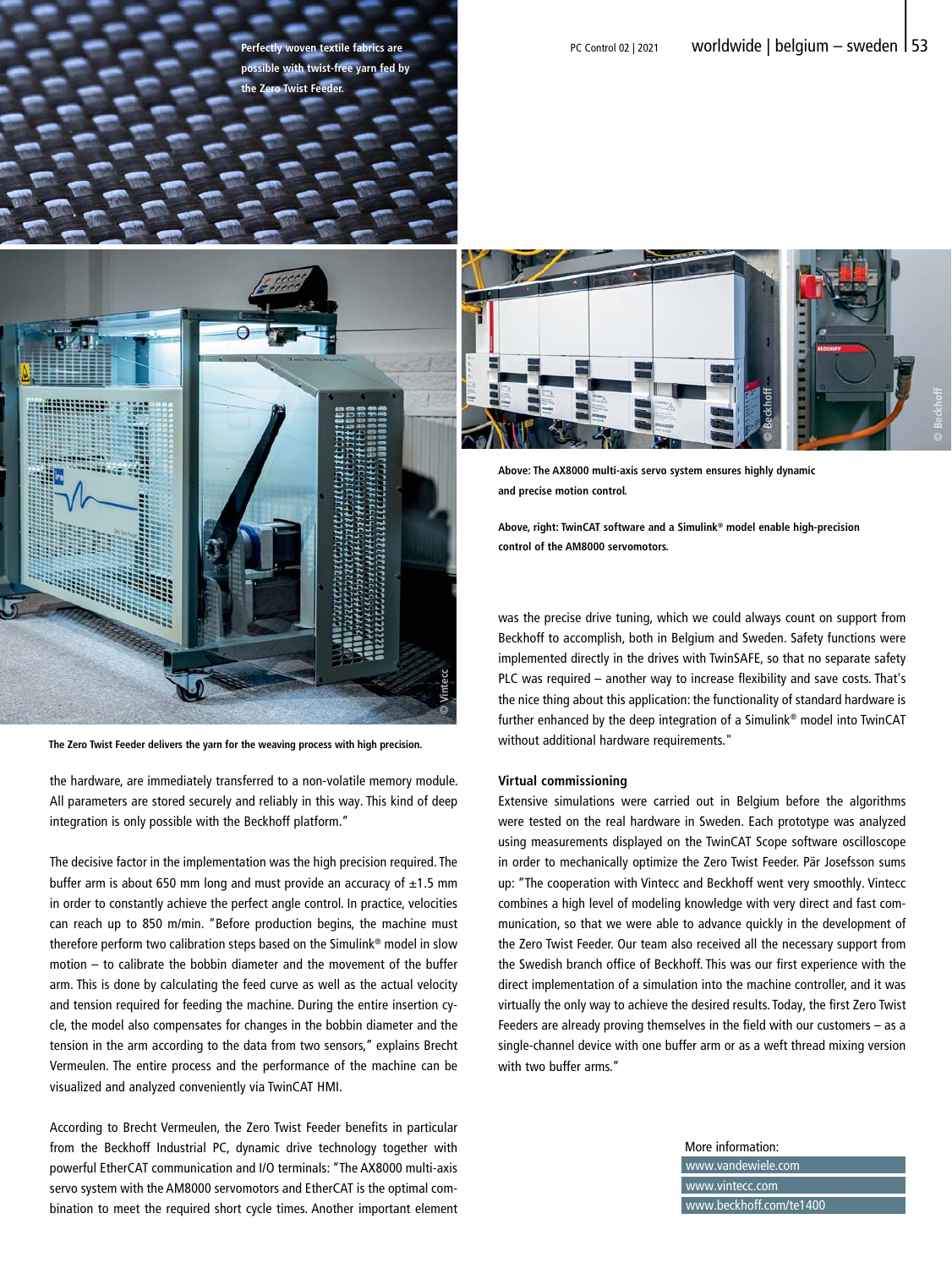Perfectly woven textile fabrics are possible with twist-free yarn fed by the Zero Twist Feeder.

The Zero Twist Feeder delivers the yarn for the weaving process with high precision.

Above: The AX8000 multi-axis servo system ensures highly dynamic and precise motion control.

Above, right: TwinCAT software and a Simulink® model enable high-precision control of the AM8000 servomotors.

the hardware, are immediately transferred to a non-volatile memory module. All parameters are stored securely and reliably in this way. This kind of deep integration is only possible with the Beckhoff platform."

The decisive factor in the implementation was the high precision required. The buffer arm is about 650 mm long and must provide an accuracy of ±1.5 mm in order to constantly achieve the perfect angle control. In practice, velocities can reach up to 850 m/min. "Before production begins, the machine must therefore perform two calibration steps based on the Simulink® model in slow motion – to calibrate the bobbin diameter and the movement of the buffer arm. This is done by calculating the feed curve as well as the actual velocity and tension required for feeding the machine. During the entire insertion cycle, the model also compensates for changes in the bobbin diameter and the tension in the arm according to the data from two sensors," explains Brecht Vermeulen. The entire process and the performance of the machine can be visualized and analyzed conveniently via TwinCAT HMI.

According to Brecht Vermeulen, the Zero Twist Feeder benefits in particular from the Beckhoff Industrial PC, dynamic drive technology together with powerful EtherCAT communication and I/O terminals: "The AX8000 multi-axis servo system with the AM8000 servomotors and EtherCAT is the optimal combination to meet the required short cycle times. Another important element was the precise drive tuning, which we could always count on support from Beckhoff to accomplish, both in Belgium and Sweden. Safety functions were implemented directly in the drives with TwinSAFE, so that no separate safety PLC was required – another way to increase flexibility and save costs. That's the nice thing about this application: the functionality of standard hardware is further enhanced by the deep integration of a Simulink® model into TwinCAT without additional hardware requirements."

### Virtual commissioning

Extensive simulations were carried out in Belgium before the algorithms were tested on the real hardware in Sweden. Each prototype was analyzed using measurements displayed on the TwinCAT Scope software oscilloscope in order to mechanically optimize the Zero Twist Feeder. Pär Josefsson sums up: "The cooperation with Vintecc and Beckhoff went very smoothly. Vintecc combines a high level of modeling knowledge with very direct and fast communication, so that we were able to advance quickly in the development of the Zero Twist Feeder. Our team also received all the necessary support from the Swedish branch office of Beckhoff. This was our first experience with the direct implementation of a simulation into the machine controller, and it was virtually the only way to achieve the desired results. Today, the first Zero Twist Feeders are already proving themselves in the field with our customers – as a single-channel device with one buffer arm or as a weft thread mixing version with two buffer arms."

More information:
www.vandewiele.com
www.vintecc.com
www.beckhoff.com/te1400